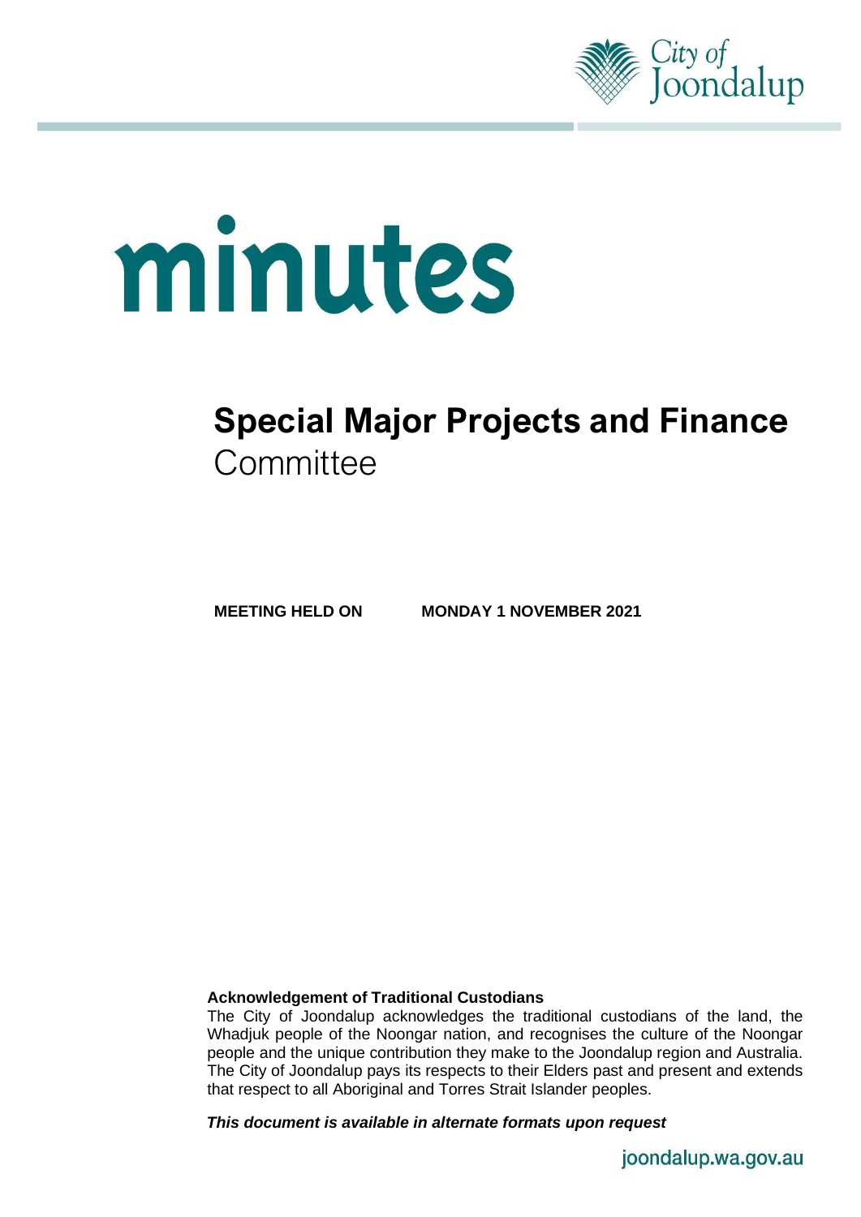City of Joondalup

# minutes

# Special Major Projects and Finance Committee

**MEETING HELD ON MONDAY 1 NOVEMBER 2021**

**Acknowledgement of Traditional Custodians**

The City of Joondalup acknowledges the traditional custodians of the land, the Whadjuk people of the Noongar nation, and recognises the culture of the Noongar people and the unique contribution they make to the Joondalup region and Australia. The City of Joondalup pays its respects to their Elders past and present and extends that respect to all Aboriginal and Torres Strait Islander peoples.

***This document is available in alternate formats upon request***

joondalup.wa.gov.au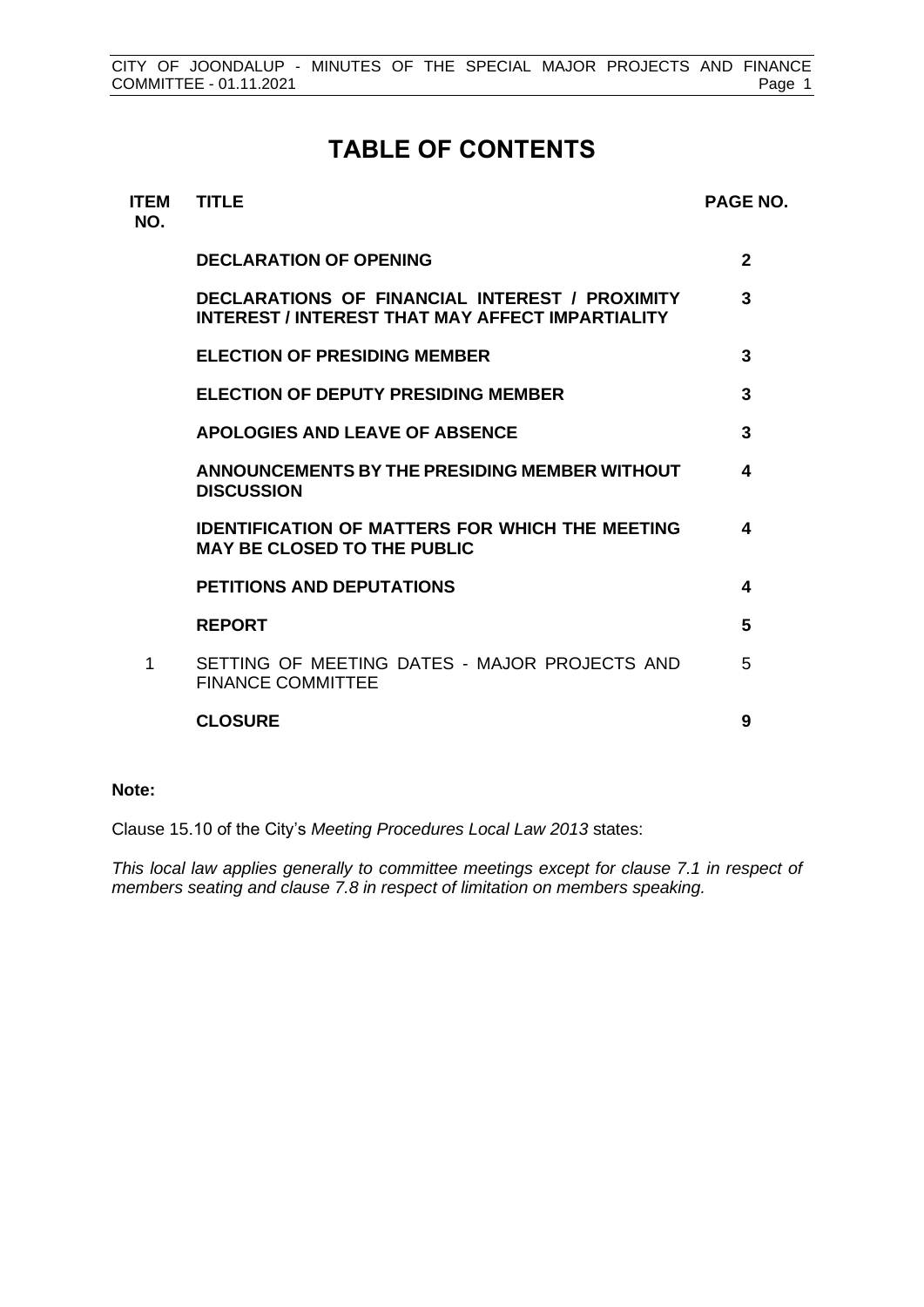# TABLE OF CONTENTS

| ITEM NO. | TITLE | PAGE NO. |
|---|---|---|
| | **DECLARATION OF OPENING** | **2** |
| | **DECLARATIONS OF FINANCIAL INTEREST / PROXIMITY INTEREST / INTEREST THAT MAY AFFECT IMPARTIALITY** | **3** |
| | **ELECTION OF PRESIDING MEMBER** | **3** |
| | **ELECTION OF DEPUTY PRESIDING MEMBER** | **3** |
| | **APOLOGIES AND LEAVE OF ABSENCE** | **3** |
| | **ANNOUNCEMENTS BY THE PRESIDING MEMBER WITHOUT DISCUSSION** | **4** |
| | **IDENTIFICATION OF MATTERS FOR WHICH THE MEETING MAY BE CLOSED TO THE PUBLIC** | **4** |
| | **PETITIONS AND DEPUTATIONS** | **4** |
| | **REPORT** | **5** |
| 1 | SETTING OF MEETING DATES - MAJOR PROJECTS AND FINANCE COMMITTEE | 5 |
| | **CLOSURE** | **9** |

**Note:**

Clause 15.10 of the City's *Meeting Procedures Local Law 2013* states:

*This local law applies generally to committee meetings except for clause 7.1 in respect of members seating and clause 7.8 in respect of limitation on members speaking.*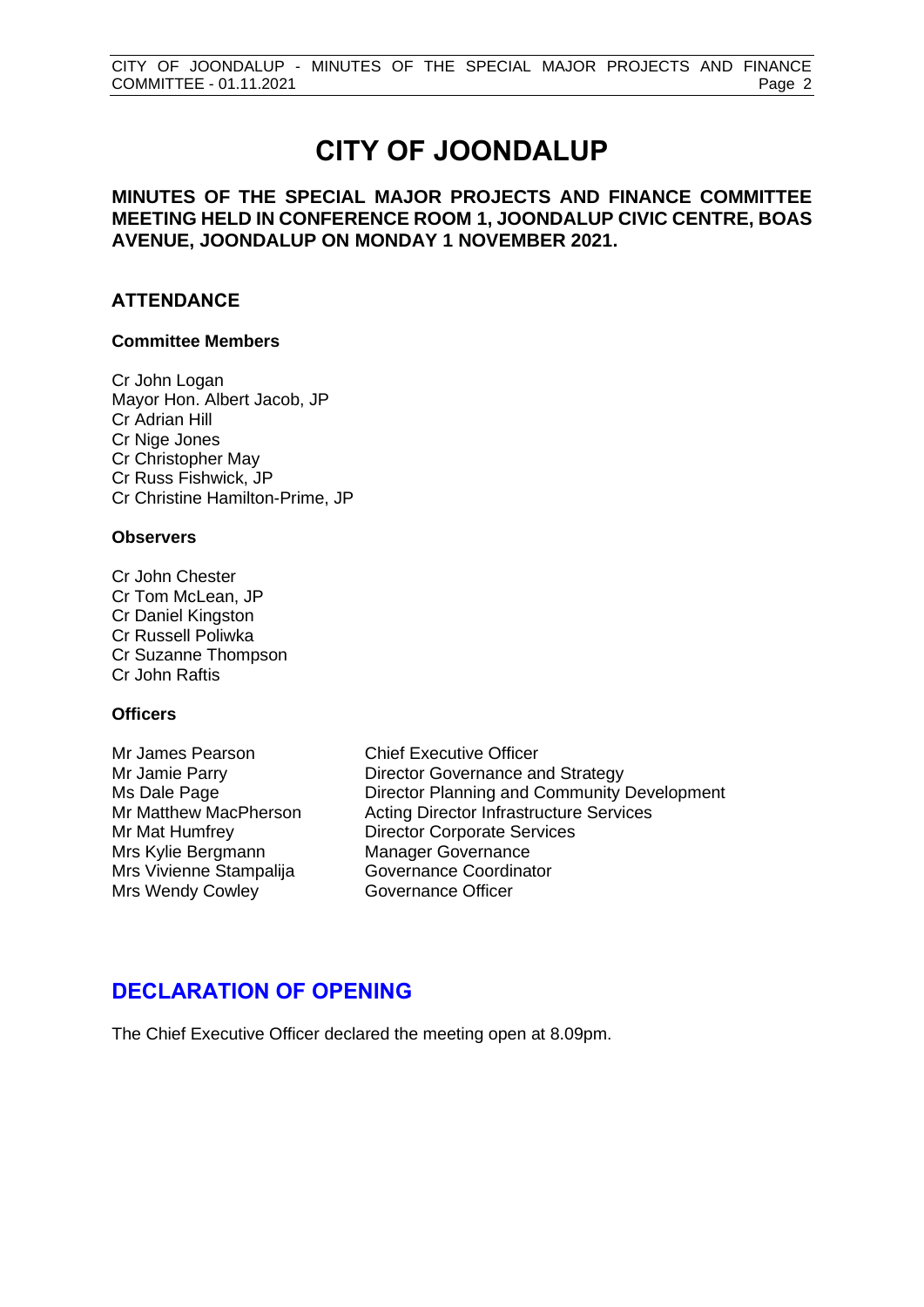# CITY OF JOONDALUP

**MINUTES OF THE SPECIAL MAJOR PROJECTS AND FINANCE COMMITTEE MEETING HELD IN CONFERENCE ROOM 1, JOONDALUP CIVIC CENTRE, BOAS AVENUE, JOONDALUP ON MONDAY 1 NOVEMBER 2021.**

## ATTENDANCE

### Committee Members

Cr John Logan
Mayor Hon. Albert Jacob, JP
Cr Adrian Hill
Cr Nige Jones
Cr Christopher May
Cr Russ Fishwick, JP
Cr Christine Hamilton-Prime, JP

### Observers

Cr John Chester
Cr Tom McLean, JP
Cr Daniel Kingston
Cr Russell Poliwka
Cr Suzanne Thompson
Cr John Raftis

### Officers

| | |
|---|---|
| Mr James Pearson | Chief Executive Officer |
| Mr Jamie Parry | Director Governance and Strategy |
| Ms Dale Page | Director Planning and Community Development |
| Mr Matthew MacPherson | Acting Director Infrastructure Services |
| Mr Mat Humfrey | Director Corporate Services |
| Mrs Kylie Bergmann | Manager Governance |
| Mrs Vivienne Stampalija | Governance Coordinator |
| Mrs Wendy Cowley | Governance Officer |

## DECLARATION OF OPENING

The Chief Executive Officer declared the meeting open at 8.09pm.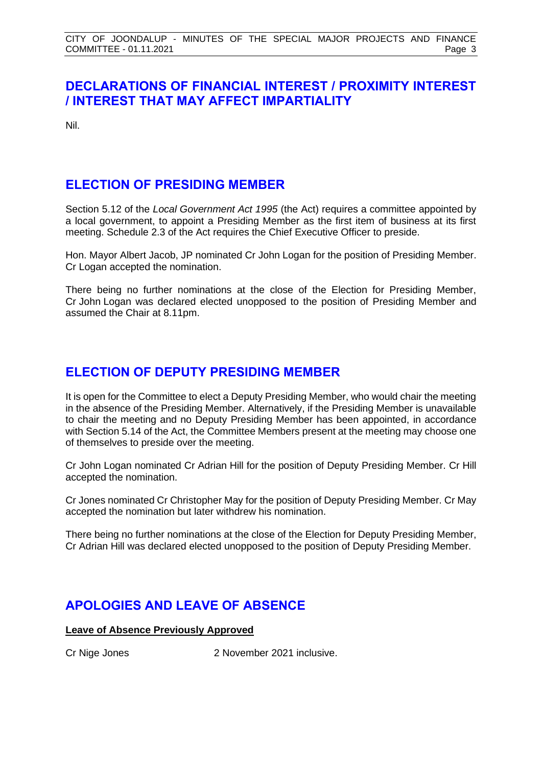## DECLARATIONS OF FINANCIAL INTEREST / PROXIMITY INTEREST / INTEREST THAT MAY AFFECT IMPARTIALITY

Nil.

## ELECTION OF PRESIDING MEMBER

Section 5.12 of the *Local Government Act 1995* (the Act) requires a committee appointed by a local government, to appoint a Presiding Member as the first item of business at its first meeting. Schedule 2.3 of the Act requires the Chief Executive Officer to preside.

Hon. Mayor Albert Jacob, JP nominated Cr John Logan for the position of Presiding Member. Cr Logan accepted the nomination.

There being no further nominations at the close of the Election for Presiding Member, Cr John Logan was declared elected unopposed to the position of Presiding Member and assumed the Chair at 8.11pm.

## ELECTION OF DEPUTY PRESIDING MEMBER

It is open for the Committee to elect a Deputy Presiding Member, who would chair the meeting in the absence of the Presiding Member. Alternatively, if the Presiding Member is unavailable to chair the meeting and no Deputy Presiding Member has been appointed, in accordance with Section 5.14 of the Act, the Committee Members present at the meeting may choose one of themselves to preside over the meeting.

Cr John Logan nominated Cr Adrian Hill for the position of Deputy Presiding Member. Cr Hill accepted the nomination.

Cr Jones nominated Cr Christopher May for the position of Deputy Presiding Member. Cr May accepted the nomination but later withdrew his nomination.

There being no further nominations at the close of the Election for Deputy Presiding Member, Cr Adrian Hill was declared elected unopposed to the position of Deputy Presiding Member.

## APOLOGIES AND LEAVE OF ABSENCE

**Leave of Absence Previously Approved**

Cr Nige Jones 2 November 2021 inclusive.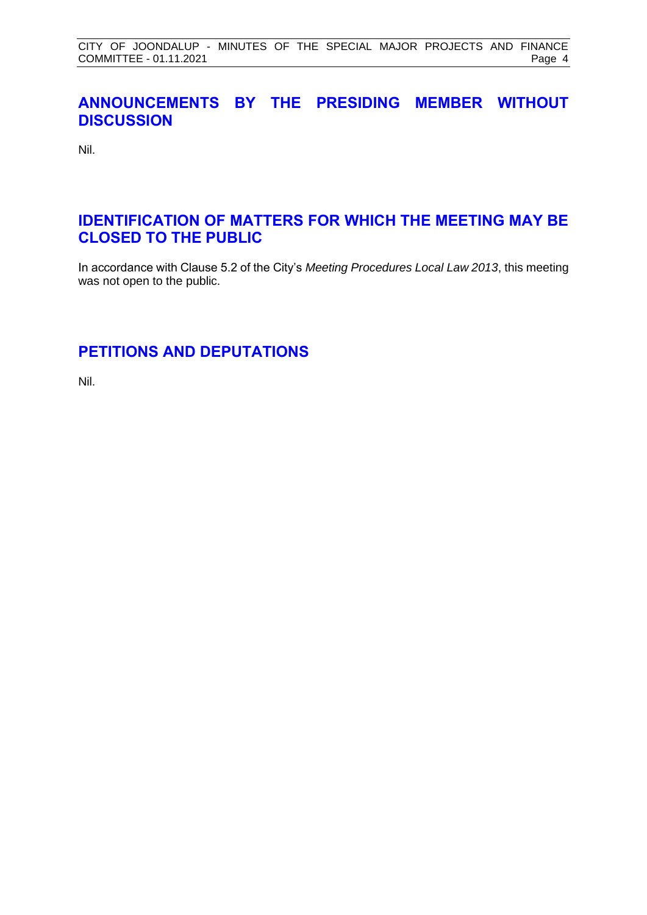## ANNOUNCEMENTS BY THE PRESIDING MEMBER WITHOUT DISCUSSION

Nil.

## IDENTIFICATION OF MATTERS FOR WHICH THE MEETING MAY BE CLOSED TO THE PUBLIC

In accordance with Clause 5.2 of the City's *Meeting Procedures Local Law 2013*, this meeting was not open to the public.

## PETITIONS AND DEPUTATIONS

Nil.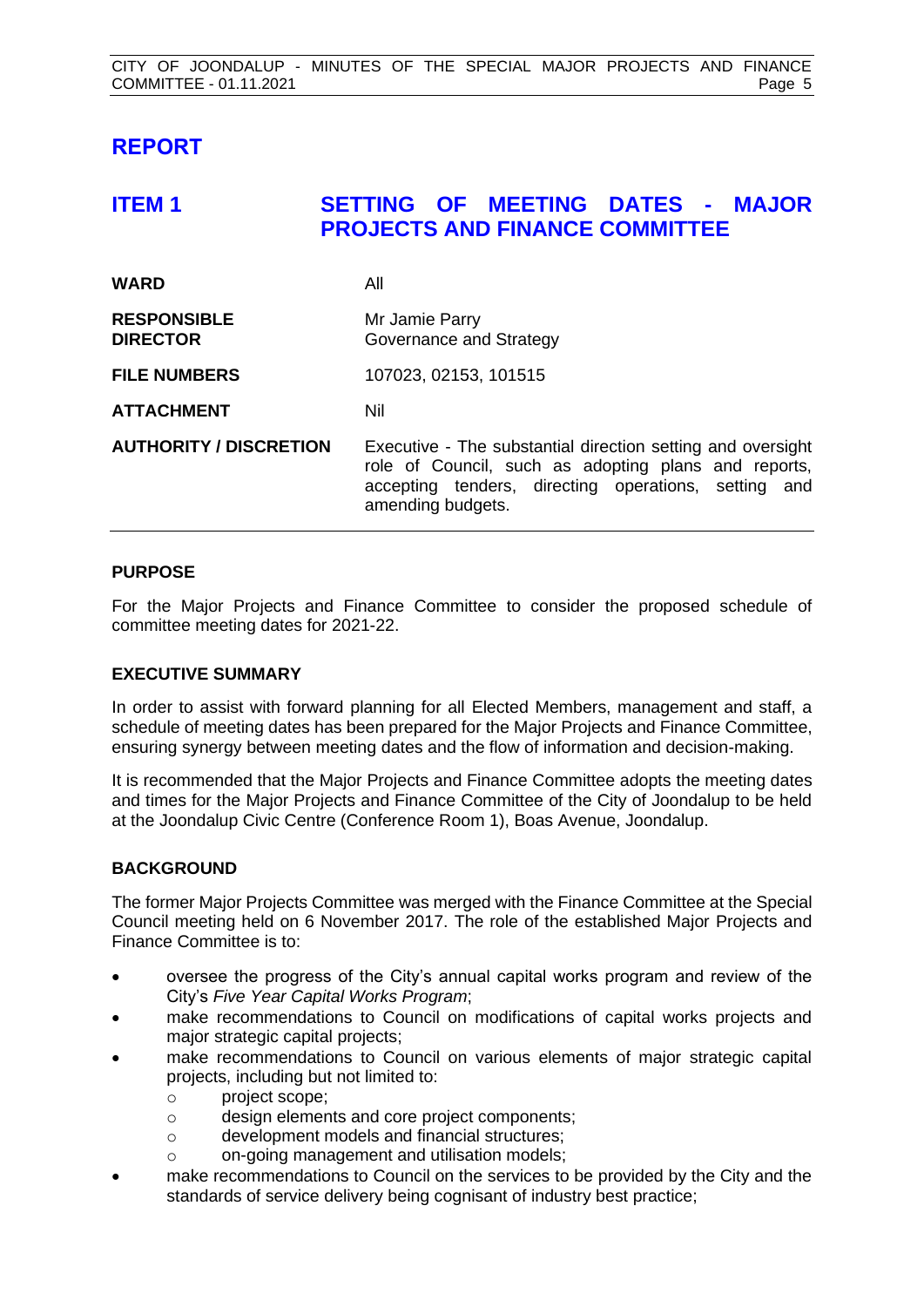# REPORT

## ITEM 1 SETTING OF MEETING DATES - MAJOR PROJECTS AND FINANCE COMMITTEE

| | |
|---|---|
| **WARD** | All |
| **RESPONSIBLE DIRECTOR** | Mr Jamie Parry<br>Governance and Strategy |
| **FILE NUMBERS** | 107023, 02153, 101515 |
| **ATTACHMENT** | Nil |
| **AUTHORITY / DISCRETION** | Executive - The substantial direction setting and oversight role of Council, such as adopting plans and reports, accepting tenders, directing operations, setting and amending budgets. |

### PURPOSE

For the Major Projects and Finance Committee to consider the proposed schedule of committee meeting dates for 2021-22.

### EXECUTIVE SUMMARY

In order to assist with forward planning for all Elected Members, management and staff, a schedule of meeting dates has been prepared for the Major Projects and Finance Committee, ensuring synergy between meeting dates and the flow of information and decision-making.

It is recommended that the Major Projects and Finance Committee adopts the meeting dates and times for the Major Projects and Finance Committee of the City of Joondalup to be held at the Joondalup Civic Centre (Conference Room 1), Boas Avenue, Joondalup.

### BACKGROUND

The former Major Projects Committee was merged with the Finance Committee at the Special Council meeting held on 6 November 2017. The role of the established Major Projects and Finance Committee is to:

- oversee the progress of the City's annual capital works program and review of the City's *Five Year Capital Works Program*;
- make recommendations to Council on modifications of capital works projects and major strategic capital projects;
- make recommendations to Council on various elements of major strategic capital projects, including but not limited to:
  - project scope;
  - design elements and core project components;
  - development models and financial structures;
  - on-going management and utilisation models;
- make recommendations to Council on the services to be provided by the City and the standards of service delivery being cognisant of industry best practice;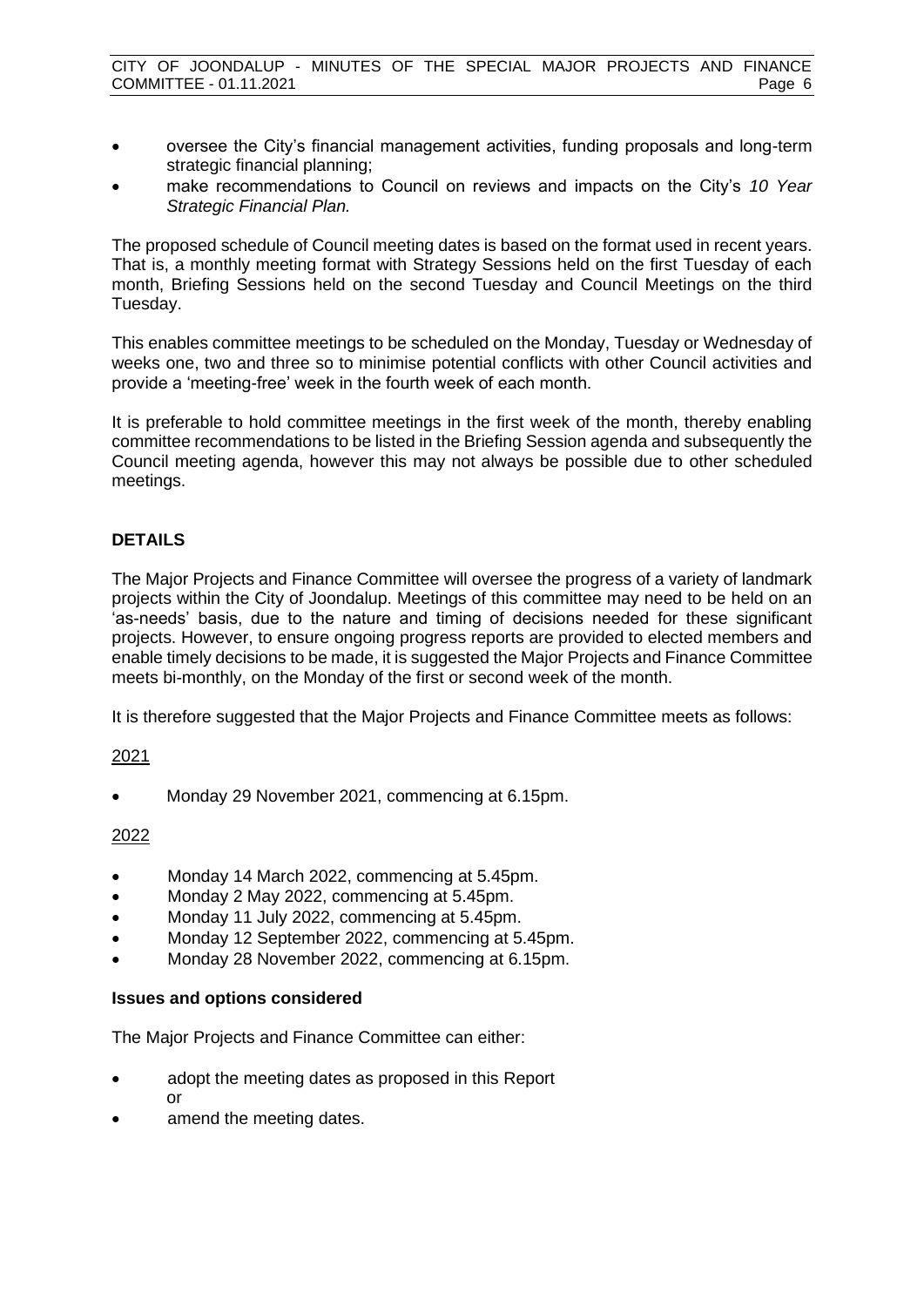- oversee the City's financial management activities, funding proposals and long-term strategic financial planning;
- make recommendations to Council on reviews and impacts on the City's *10 Year Strategic Financial Plan.*

The proposed schedule of Council meeting dates is based on the format used in recent years. That is, a monthly meeting format with Strategy Sessions held on the first Tuesday of each month, Briefing Sessions held on the second Tuesday and Council Meetings on the third Tuesday.

This enables committee meetings to be scheduled on the Monday, Tuesday or Wednesday of weeks one, two and three so to minimise potential conflicts with other Council activities and provide a 'meeting-free' week in the fourth week of each month.

It is preferable to hold committee meetings in the first week of the month, thereby enabling committee recommendations to be listed in the Briefing Session agenda and subsequently the Council meeting agenda, however this may not always be possible due to other scheduled meetings.

## DETAILS

The Major Projects and Finance Committee will oversee the progress of a variety of landmark projects within the City of Joondalup. Meetings of this committee may need to be held on an 'as-needs' basis, due to the nature and timing of decisions needed for these significant projects. However, to ensure ongoing progress reports are provided to elected members and enable timely decisions to be made, it is suggested the Major Projects and Finance Committee meets bi-monthly, on the Monday of the first or second week of the month.

It is therefore suggested that the Major Projects and Finance Committee meets as follows:

<u>2021</u>

- Monday 29 November 2021, commencing at 6.15pm.

<u>2022</u>

- Monday 14 March 2022, commencing at 5.45pm.
- Monday 2 May 2022, commencing at 5.45pm.
- Monday 11 July 2022, commencing at 5.45pm.
- Monday 12 September 2022, commencing at 5.45pm.
- Monday 28 November 2022, commencing at 6.15pm.

### Issues and options considered

The Major Projects and Finance Committee can either:

- adopt the meeting dates as proposed in this Report
  or
- amend the meeting dates.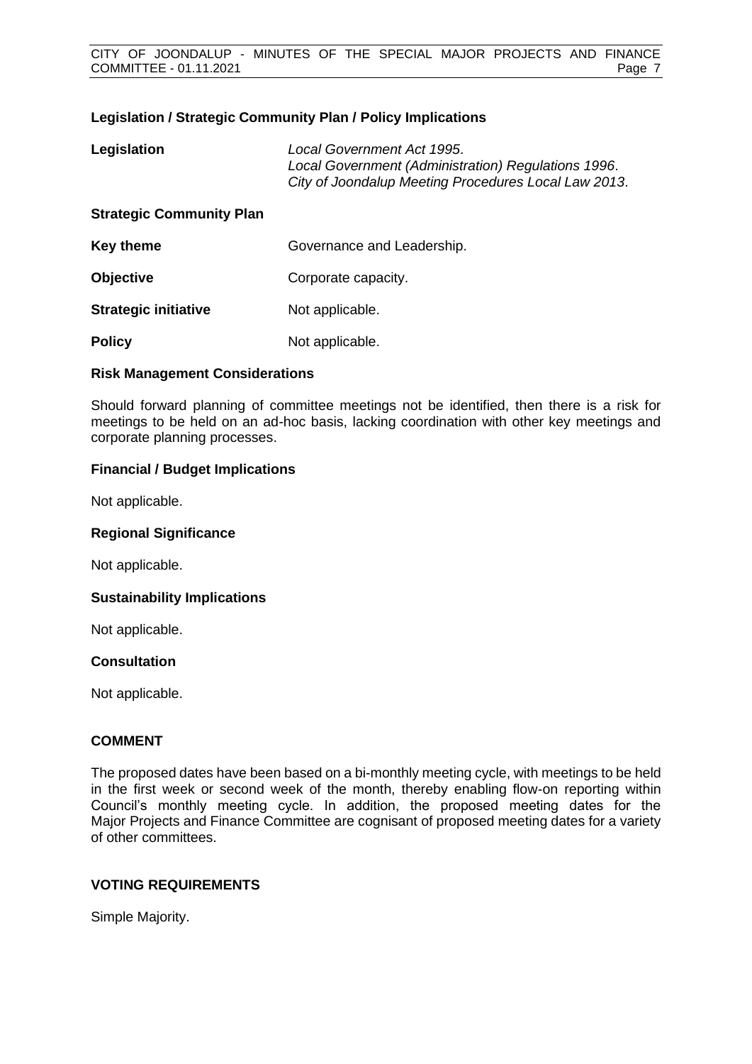### Legislation / Strategic Community Plan / Policy Implications

**Legislation**

*Local Government Act 1995*.
*Local Government (Administration) Regulations 1996*.
*City of Joondalup Meeting Procedures Local Law 2013*.

**Strategic Community Plan**

**Key theme** Governance and Leadership.

**Objective** Corporate capacity.

**Strategic initiative** Not applicable.

**Policy** Not applicable.

### Risk Management Considerations

Should forward planning of committee meetings not be identified, then there is a risk for meetings to be held on an ad-hoc basis, lacking coordination with other key meetings and corporate planning processes.

### Financial / Budget Implications

Not applicable.

### Regional Significance

Not applicable.

### Sustainability Implications

Not applicable.

### Consultation

Not applicable.

## COMMENT

The proposed dates have been based on a bi-monthly meeting cycle, with meetings to be held in the first week or second week of the month, thereby enabling flow-on reporting within Council's monthly meeting cycle. In addition, the proposed meeting dates for the Major Projects and Finance Committee are cognisant of proposed meeting dates for a variety of other committees.

## VOTING REQUIREMENTS

Simple Majority.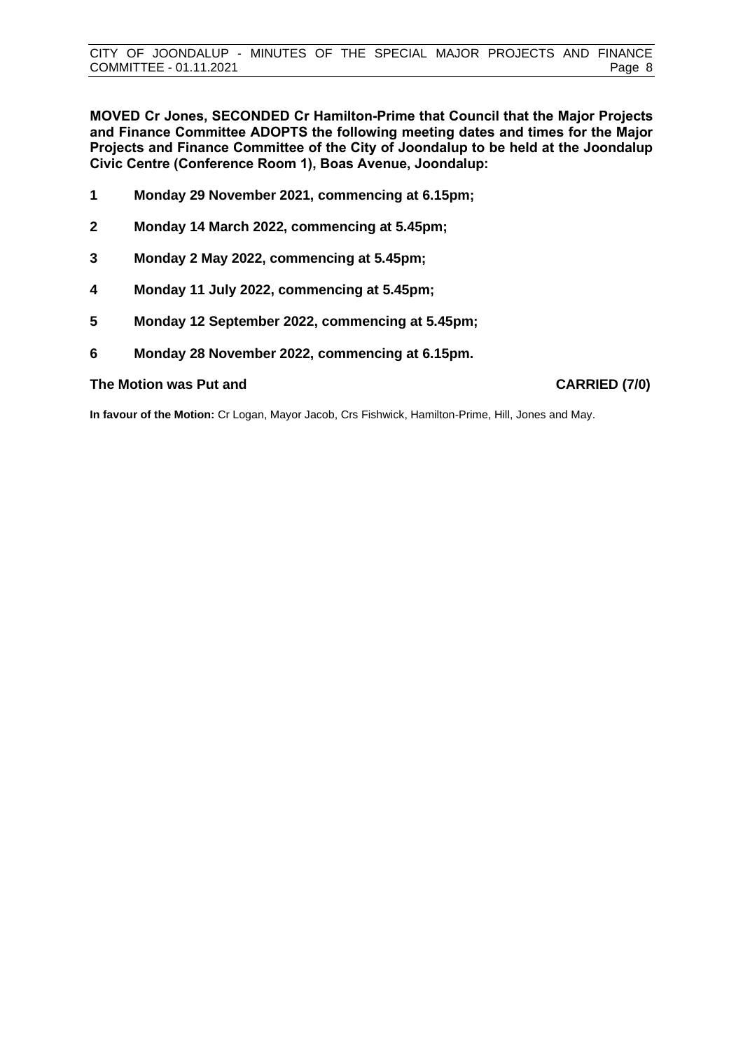**MOVED Cr Jones, SECONDED Cr Hamilton-Prime that Council that the Major Projects and Finance Committee ADOPTS the following meeting dates and times for the Major Projects and Finance Committee of the City of Joondalup to be held at the Joondalup Civic Centre (Conference Room 1), Boas Avenue, Joondalup:**

**1 Monday 29 November 2021, commencing at 6.15pm;**

**2 Monday 14 March 2022, commencing at 5.45pm;**

**3 Monday 2 May 2022, commencing at 5.45pm;**

**4 Monday 11 July 2022, commencing at 5.45pm;**

**5 Monday 12 September 2022, commencing at 5.45pm;**

**6 Monday 28 November 2022, commencing at 6.15pm.**

**The Motion was Put and CARRIED (7/0)**

**In favour of the Motion:** Cr Logan, Mayor Jacob, Crs Fishwick, Hamilton-Prime, Hill, Jones and May.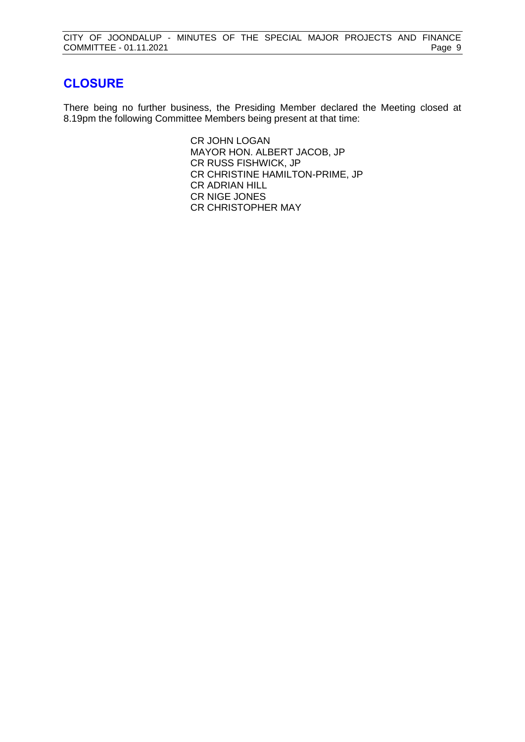## CLOSURE

There being no further business, the Presiding Member declared the Meeting closed at 8.19pm the following Committee Members being present at that time:

CR JOHN LOGAN
MAYOR HON. ALBERT JACOB, JP
CR RUSS FISHWICK, JP
CR CHRISTINE HAMILTON-PRIME, JP
CR ADRIAN HILL
CR NIGE JONES
CR CHRISTOPHER MAY